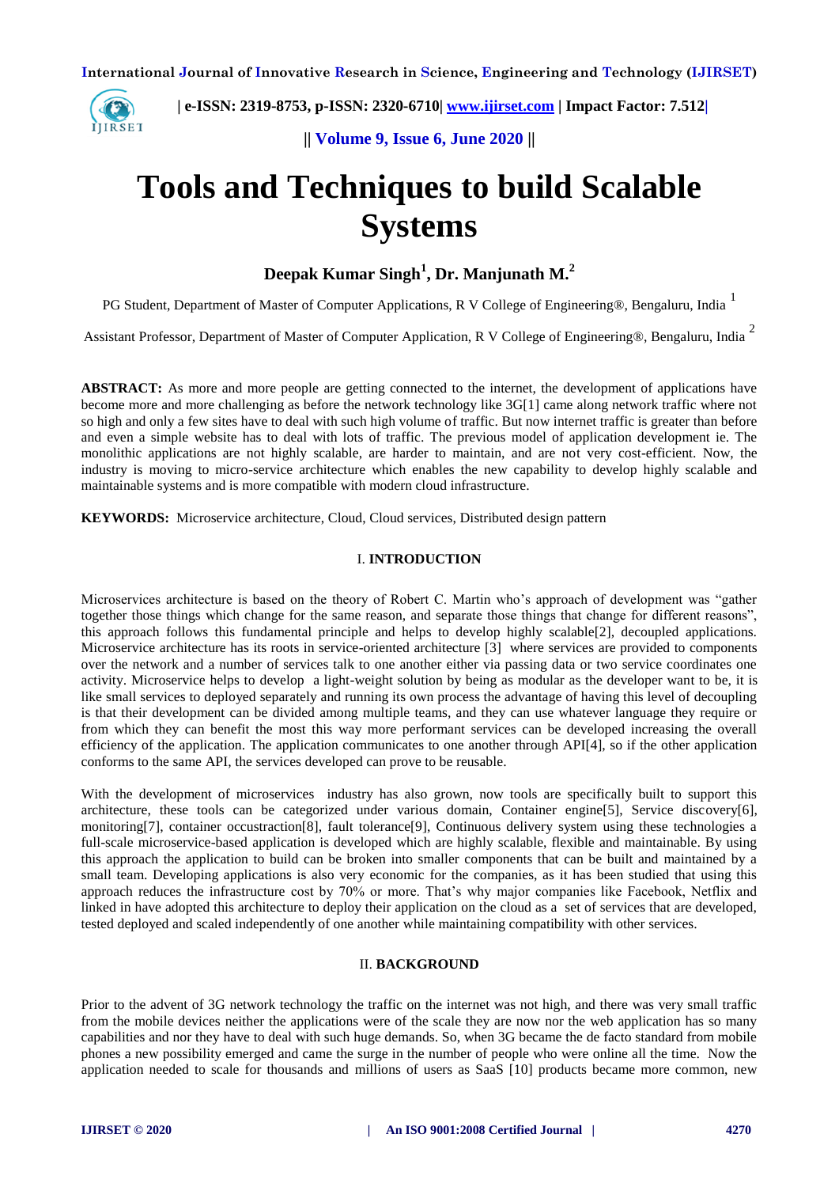# Tools and Techniques to build Scalable Systems

**Deepak Kumar Singh[1], Dr. Manjunath M.[2]**

PG Student, Department of Master of Computer Applications, R V College of Engineering®, Bengaluru, India [1]

Assistant Professor, Department of Master of Computer Application, R V College of Engineering®, Bengaluru, India [2]

**ABSTRACT:** As more and more people are getting connected to the internet, the development of applications have become more and more challenging as before the network technology like 3G[1] came along network traffic where not so high and only a few sites have to deal with such high volume of traffic. But now internet traffic is greater than before and even a simple website has to deal with lots of traffic. The previous model of application development ie. The monolithic applications are not highly scalable, are harder to maintain, and are not very cost-efficient. Now, the industry is moving to micro-service architecture which enables the new capability to develop highly scalable and maintainable systems and is more compatible with modern cloud infrastructure.

**KEYWORDS:** Microservice architecture, Cloud, Cloud services, Distributed design pattern

## I. INTRODUCTION

Microservices architecture is based on the theory of Robert C. Martin who's approach of development was "gather together those things which change for the same reason, and separate those things that change for different reasons", this approach follows this fundamental principle and helps to develop highly scalable[2], decoupled applications. Microservice architecture has its roots in service-oriented architecture [3] where services are provided to components over the network and a number of services talk to one another either via passing data or two service coordinates one activity. Microservice helps to develop a light-weight solution by being as modular as the developer want to be, it is like small services to deployed separately and running its own process the advantage of having this level of decoupling is that their development can be divided among multiple teams, and they can use whatever language they require or from which they can benefit the most this way more performant services can be developed increasing the overall efficiency of the application. The application communicates to one another through API[4], so if the other application conforms to the same API, the services developed can prove to be reusable.

With the development of microservices industry has also grown, now tools are specifically built to support this architecture, these tools can be categorized under various domain, Container engine[5], Service discovery[6], monitoring[7], container occustraction[8], fault tolerance[9], Continuous delivery system using these technologies a full-scale microservice-based application is developed which are highly scalable, flexible and maintainable. By using this approach the application to build can be broken into smaller components that can be built and maintained by a small team. Developing applications is also very economic for the companies, as it has been studied that using this approach reduces the infrastructure cost by 70% or more. That's why major companies like Facebook, Netflix and linked in have adopted this architecture to deploy their application on the cloud as a set of services that are developed, tested deployed and scaled independently of one another while maintaining compatibility with other services.

## II. BACKGROUND

Prior to the advent of 3G network technology the traffic on the internet was not high, and there was very small traffic from the mobile devices neither the applications were of the scale they are now nor the web application has so many capabilities and nor they have to deal with such huge demands. So, when 3G became the de facto standard from mobile phones a new possibility emerged and came the surge in the number of people who were online all the time. Now the application needed to scale for thousands and millions of users as SaaS [10] products became more common, new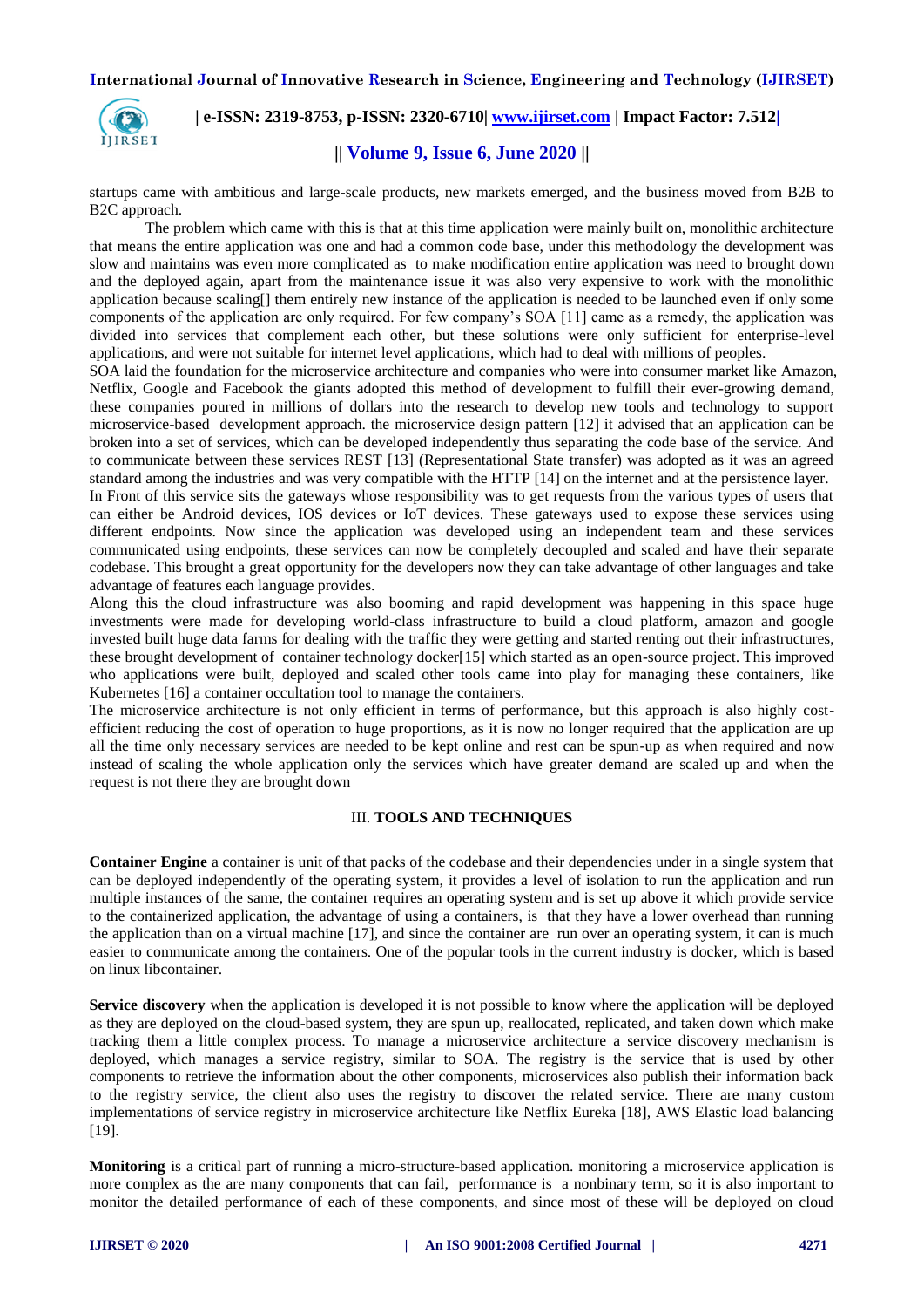startups came with ambitious and large-scale products, new markets emerged, and the business moved from B2B to B2C approach.

The problem which came with this is that at this time application were mainly built on, monolithic architecture that means the entire application was one and had a common code base, under this methodology the development was slow and maintains was even more complicated as to make modification entire application was need to brought down and the deployed again, apart from the maintenance issue it was also very expensive to work with the monolithic application because scaling[] them entirely new instance of the application is needed to be launched even if only some components of the application are only required. For few company's SOA [11] came as a remedy, the application was divided into services that complement each other, but these solutions were only sufficient for enterprise-level applications, and were not suitable for internet level applications, which had to deal with millions of peoples.

SOA laid the foundation for the microservice architecture and companies who were into consumer market like Amazon, Netflix, Google and Facebook the giants adopted this method of development to fulfill their ever-growing demand, these companies poured in millions of dollars into the research to develop new tools and technology to support microservice-based development approach. the microservice design pattern [12] it advised that an application can be broken into a set of services, which can be developed independently thus separating the code base of the service. And to communicate between these services REST [13] (Representational State transfer) was adopted as it was an agreed standard among the industries and was very compatible with the HTTP [14] on the internet and at the persistence layer.

In Front of this service sits the gateways whose responsibility was to get requests from the various types of users that can either be Android devices, IOS devices or IoT devices. These gateways used to expose these services using different endpoints. Now since the application was developed using an independent team and these services communicated using endpoints, these services can now be completely decoupled and scaled and have their separate codebase. This brought a great opportunity for the developers now they can take advantage of other languages and take advantage of features each language provides.

Along this the cloud infrastructure was also booming and rapid development was happening in this space huge investments were made for developing world-class infrastructure to build a cloud platform, amazon and google invested built huge data farms for dealing with the traffic they were getting and started renting out their infrastructures, these brought development of container technology docker[15] which started as an open-source project. This improved who applications were built, deployed and scaled other tools came into play for managing these containers, like Kubernetes [16] a container occultation tool to manage the containers.

The microservice architecture is not only efficient in terms of performance, but this approach is also highly cost-efficient reducing the cost of operation to huge proportions, as it is now no longer required that the application are up all the time only necessary services are needed to be kept online and rest can be spun-up as when required and now instead of scaling the whole application only the services which have greater demand are scaled up and when the request is not there they are brought down

## III. TOOLS AND TECHNIQUES

**Container Engine** a container is unit of that packs of the codebase and their dependencies under in a single system that can be deployed independently of the operating system, it provides a level of isolation to run the application and run multiple instances of the same, the container requires an operating system and is set up above it which provide service to the containerized application, the advantage of using a containers, is that they have a lower overhead than running the application than on a virtual machine [17], and since the container are run over an operating system, it can is much easier to communicate among the containers. One of the popular tools in the current industry is docker, which is based on linux libcontainer.

**Service discovery** when the application is developed it is not possible to know where the application will be deployed as they are deployed on the cloud-based system, they are spun up, reallocated, replicated, and taken down which make tracking them a little complex process. To manage a microservice architecture a service discovery mechanism is deployed, which manages a service registry, similar to SOA. The registry is the service that is used by other components to retrieve the information about the other components, microservices also publish their information back to the registry service, the client also uses the registry to discover the related service. There are many custom implementations of service registry in microservice architecture like Netflix Eureka [18], AWS Elastic load balancing [19].

**Monitoring** is a critical part of running a micro-structure-based application. monitoring a microservice application is more complex as the are many components that can fail, performance is a nonbinary term, so it is also important to monitor the detailed performance of each of these components, and since most of these will be deployed on cloud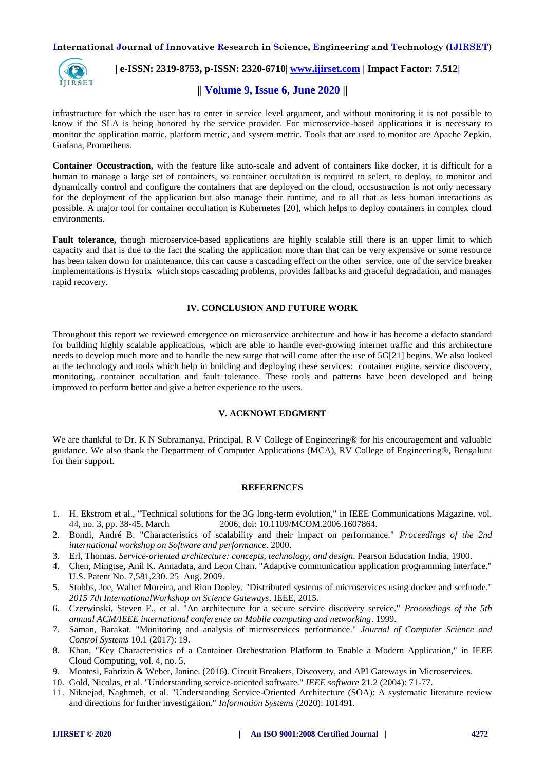infrastructure for which the user has to enter in service level argument, and without monitoring it is not possible to know if the SLA is being honored by the service provider. For microservice-based applications it is necessary to monitor the application matric, platform metric, and system metric. Tools that are used to monitor are Apache Zepkin, Grafana, Prometheus.

**Container Occustraction,** with the feature like auto-scale and advent of containers like docker, it is difficult for a human to manage a large set of containers, so container occultation is required to select, to deploy, to monitor and dynamically control and configure the containers that are deployed on the cloud, occsustraction is not only necessary for the deployment of the application but also manage their runtime, and to all that as less human interactions as possible. A major tool for container occultation is Kubernetes [20], which helps to deploy containers in complex cloud environments.

**Fault tolerance,** though microservice-based applications are highly scalable still there is an upper limit to which capacity and that is due to the fact the scaling the application more than that can be very expensive or some resource has been taken down for maintenance, this can cause a cascading effect on the other service, one of the service breaker implementations is Hystrix which stops cascading problems, provides fallbacks and graceful degradation, and manages rapid recovery.

## IV. CONCLUSION AND FUTURE WORK

Throughout this report we reviewed emergence on microservice architecture and how it has become a defacto standard for building highly scalable applications, which are able to handle ever-growing internet traffic and this architecture needs to develop much more and to handle the new surge that will come after the use of 5G[21] begins. We also looked at the technology and tools which help in building and deploying these services: container engine, service discovery, monitoring, container occultation and fault tolerance. These tools and patterns have been developed and being improved to perform better and give a better experience to the users.

## V. ACKNOWLEDGMENT

We are thankful to Dr. K N Subramanya, Principal, R V College of Engineering® for his encouragement and valuable guidance. We also thank the Department of Computer Applications (MCA), RV College of Engineering®, Bengaluru for their support.

## REFERENCES

1. H. Ekstrom et al., "Technical solutions for the 3G long-term evolution," in IEEE Communications Magazine, vol. 44, no. 3, pp. 38-45, March 2006, doi: 10.1109/MCOM.2006.1607864.
2. Bondi, André B. "Characteristics of scalability and their impact on performance." *Proceedings of the 2nd international workshop on Software and performance*. 2000.
3. Erl, Thomas. *Service-oriented architecture: concepts, technology, and design*. Pearson Education India, 1900.
4. Chen, Mingtse, Anil K. Annadata, and Leon Chan. "Adaptive communication application programming interface." U.S. Patent No. 7,581,230. 25 Aug. 2009.
5. Stubbs, Joe, Walter Moreira, and Rion Dooley. "Distributed systems of microservices using docker and serfnode." *2015 7th InternationalWorkshop on Science Gateways*. IEEE, 2015.
6. Czerwinski, Steven E., et al. "An architecture for a secure service discovery service." *Proceedings of the 5th annual ACM/IEEE international conference on Mobile computing and networking*. 1999.
7. Saman, Barakat. "Monitoring and analysis of microservices performance." *Journal of Computer Science and Control Systems* 10.1 (2017): 19.
8. Khan, "Key Characteristics of a Container Orchestration Platform to Enable a Modern Application," in IEEE Cloud Computing, vol. 4, no. 5,
9. Montesi, Fabrizio & Weber, Janine. (2016). Circuit Breakers, Discovery, and API Gateways in Microservices.
10. Gold, Nicolas, et al. "Understanding service-oriented software." *IEEE software* 21.2 (2004): 71-77.
11. Niknejad, Naghmeh, et al. "Understanding Service-Oriented Architecture (SOA): A systematic literature review and directions for further investigation." *Information Systems* (2020): 101491.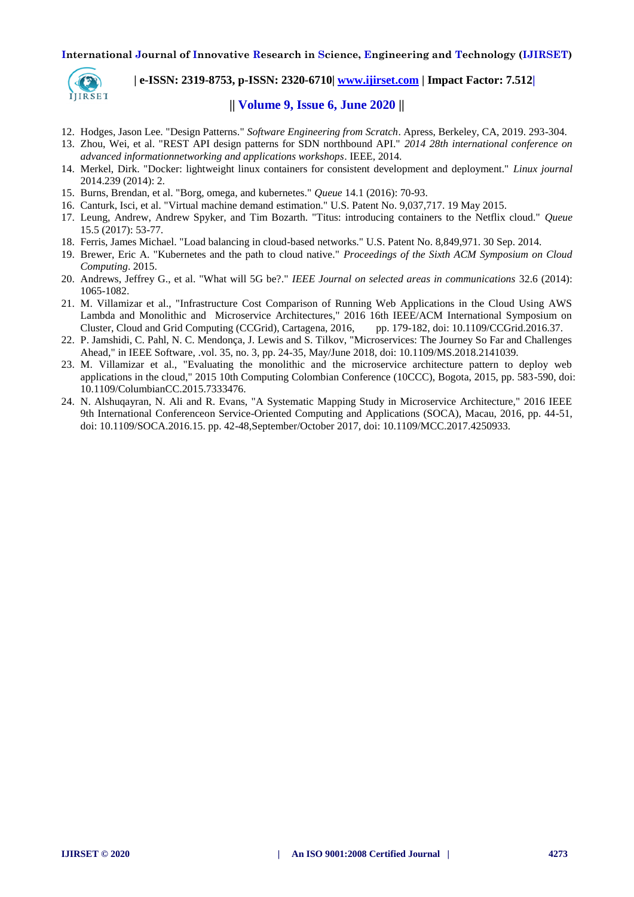12. Hodges, Jason Lee. "Design Patterns." *Software Engineering from Scratch*. Apress, Berkeley, CA, 2019. 293-304.
13. Zhou, Wei, et al. "REST API design patterns for SDN northbound API." *2014 28th international conference on advanced informationnetworking and applications workshops*. IEEE, 2014.
14. Merkel, Dirk. "Docker: lightweight linux containers for consistent development and deployment." *Linux journal* 2014.239 (2014): 2.
15. Burns, Brendan, et al. "Borg, omega, and kubernetes." *Queue* 14.1 (2016): 70-93.
16. Canturk, Isci, et al. "Virtual machine demand estimation." U.S. Patent No. 9,037,717. 19 May 2015.
17. Leung, Andrew, Andrew Spyker, and Tim Bozarth. "Titus: introducing containers to the Netflix cloud." *Queue* 15.5 (2017): 53-77.
18. Ferris, James Michael. "Load balancing in cloud-based networks." U.S. Patent No. 8,849,971. 30 Sep. 2014.
19. Brewer, Eric A. "Kubernetes and the path to cloud native." *Proceedings of the Sixth ACM Symposium on Cloud Computing*. 2015.
20. Andrews, Jeffrey G., et al. "What will 5G be?." *IEEE Journal on selected areas in communications* 32.6 (2014): 1065-1082.
21. M. Villamizar et al., "Infrastructure Cost Comparison of Running Web Applications in the Cloud Using AWS Lambda and Monolithic and Microservice Architectures," 2016 16th IEEE/ACM International Symposium on Cluster, Cloud and Grid Computing (CCGrid), Cartagena, 2016, pp. 179-182, doi: 10.1109/CCGrid.2016.37.
22. P. Jamshidi, C. Pahl, N. C. Mendonça, J. Lewis and S. Tilkov, "Microservices: The Journey So Far and Challenges Ahead," in IEEE Software, .vol. 35, no. 3, pp. 24-35, May/June 2018, doi: 10.1109/MS.2018.2141039.
23. M. Villamizar et al., "Evaluating the monolithic and the microservice architecture pattern to deploy web applications in the cloud," 2015 10th Computing Colombian Conference (10CCC), Bogota, 2015, pp. 583-590, doi: 10.1109/ColumbianCC.2015.7333476.
24. N. Alshuqayran, N. Ali and R. Evans, "A Systematic Mapping Study in Microservice Architecture," 2016 IEEE 9th International Conferenceon Service-Oriented Computing and Applications (SOCA), Macau, 2016, pp. 44-51, doi: 10.1109/SOCA.2016.15. pp. 42-48,September/October 2017, doi: 10.1109/MCC.2017.4250933.